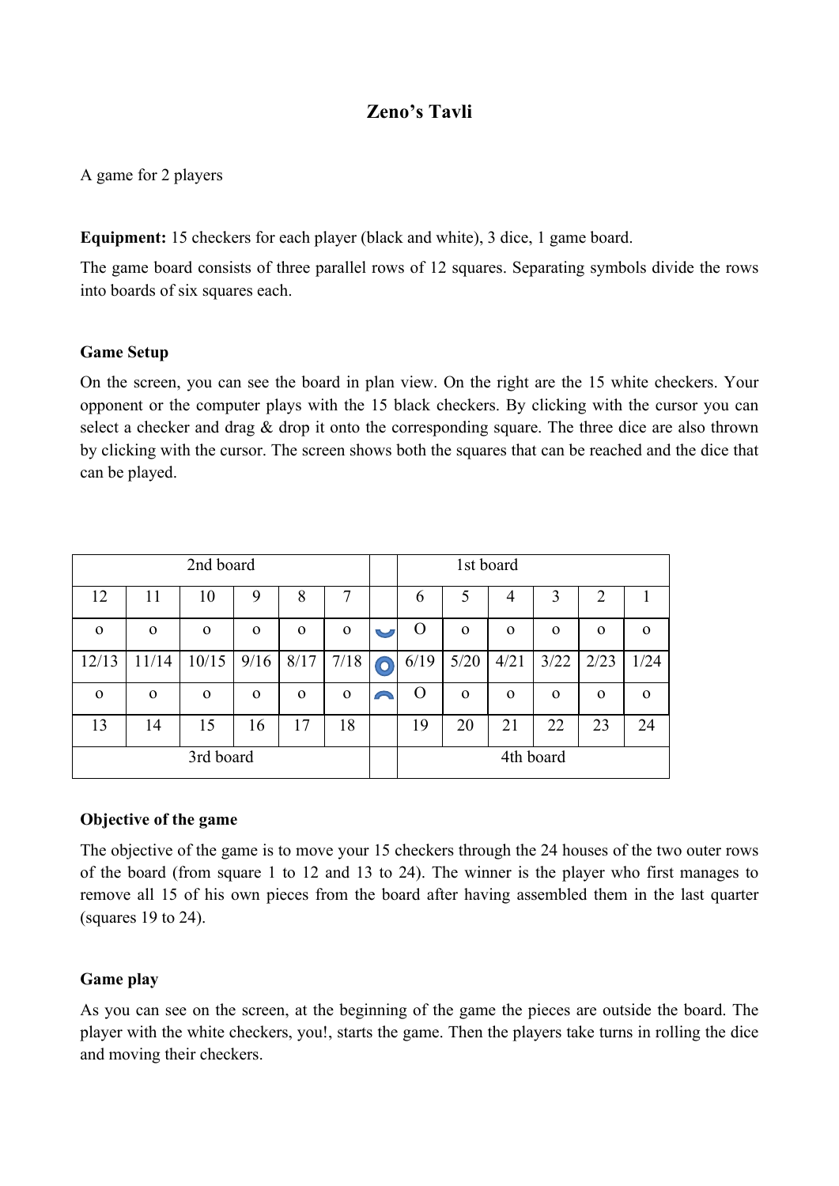# Zeno's Tavli

A game for 2 players

**Equipment:** 15 checkers for each player (black and white), 3 dice, 1 game board.

The game board consists of three parallel rows of 12 squares. Separating symbols divide the rows into boards of six squares each.

### Game Setup

On the screen, you can see the board in plan view. On the right are the 15 white checkers. Your opponent or the computer plays with the 15 black checkers. By clicking with the cursor you can select a checker and drag & drop it onto the corresponding square. The three dice are also thrown by clicking with the cursor. The screen shows both the squares that can be reached and the dice that can be played.

| 2nd board | | | | | | | 1st board | | | | | |
|---|---|---|---|---|---|---|---|---|---|---|---|---|
| 12 | 11 | 10 | 9 | 8 | 7 | | 6 | 5 | 4 | 3 | 2 | 1 |
| o | o | o | o | o | o | ◡ | O | o | o | o | o | o |
| 12/13 | 11/14 | 10/15 | 9/16 | 8/17 | 7/18 | ○ | 6/19 | 5/20 | 4/21 | 3/22 | 2/23 | 1/24 |
| o | o | o | o | o | o | ◠ | O | o | o | o | o | o |
| 13 | 14 | 15 | 16 | 17 | 18 | | 19 | 20 | 21 | 22 | 23 | 24 |
| 3rd board | | | | | | | 4th board | | | | | |

### Objective of the game

The objective of the game is to move your 15 checkers through the 24 houses of the two outer rows of the board (from square 1 to 12 and 13 to 24). The winner is the player who first manages to remove all 15 of his own pieces from the board after having assembled them in the last quarter (squares 19 to 24).

### Game play

As you can see on the screen, at the beginning of the game the pieces are outside the board. The player with the white checkers, you!, starts the game. Then the players take turns in rolling the dice and moving their checkers.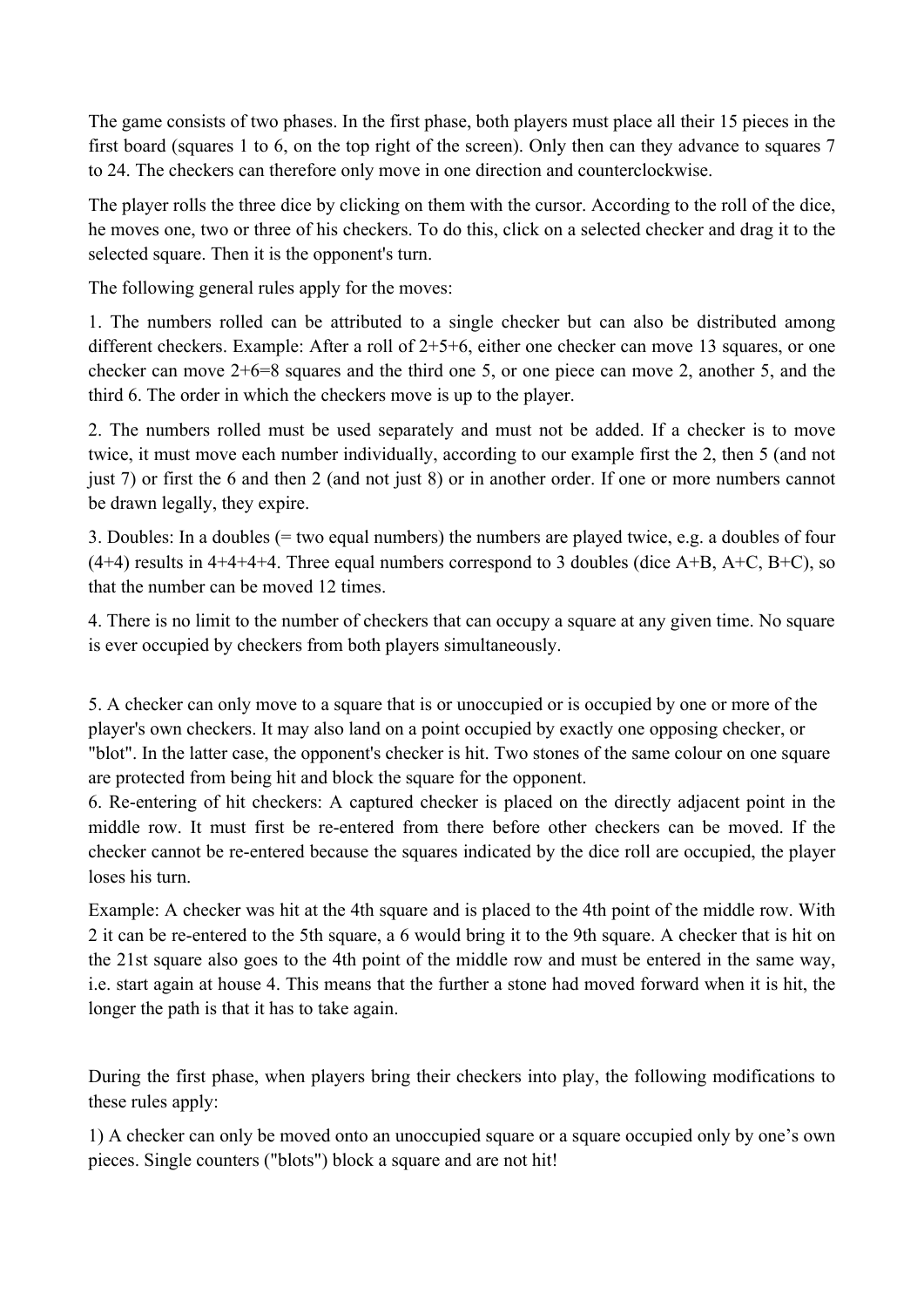The game consists of two phases. In the first phase, both players must place all their 15 pieces in the first board (squares 1 to 6, on the top right of the screen). Only then can they advance to squares 7 to 24. The checkers can therefore only move in one direction and counterclockwise.

The player rolls the three dice by clicking on them with the cursor. According to the roll of the dice, he moves one, two or three of his checkers. To do this, click on a selected checker and drag it to the selected square. Then it is the opponent's turn.

The following general rules apply for the moves:

1. The numbers rolled can be attributed to a single checker but can also be distributed among different checkers. Example: After a roll of 2+5+6, either one checker can move 13 squares, or one checker can move 2+6=8 squares and the third one 5, or one piece can move 2, another 5, and the third 6. The order in which the checkers move is up to the player.

2. The numbers rolled must be used separately and must not be added. If a checker is to move twice, it must move each number individually, according to our example first the 2, then 5 (and not just 7) or first the 6 and then 2 (and not just 8) or in another order. If one or more numbers cannot be drawn legally, they expire.

3. Doubles: In a doubles (= two equal numbers) the numbers are played twice, e.g. a doubles of four (4+4) results in 4+4+4+4. Three equal numbers correspond to 3 doubles (dice A+B, A+C, B+C), so that the number can be moved 12 times.

4. There is no limit to the number of checkers that can occupy a square at any given time. No square is ever occupied by checkers from both players simultaneously.

5. A checker can only move to a square that is or unoccupied or is occupied by one or more of the player's own checkers. It may also land on a point occupied by exactly one opposing checker, or "blot". In the latter case, the opponent's checker is hit. Two stones of the same colour on one square are protected from being hit and block the square for the opponent.

6. Re-entering of hit checkers: A captured checker is placed on the directly adjacent point in the middle row. It must first be re-entered from there before other checkers can be moved. If the checker cannot be re-entered because the squares indicated by the dice roll are occupied, the player loses his turn.

Example: A checker was hit at the 4th square and is placed to the 4th point of the middle row. With 2 it can be re-entered to the 5th square, a 6 would bring it to the 9th square. A checker that is hit on the 21st square also goes to the 4th point of the middle row and must be entered in the same way, i.e. start again at house 4. This means that the further a stone had moved forward when it is hit, the longer the path is that it has to take again.

During the first phase, when players bring their checkers into play, the following modifications to these rules apply:

1) A checker can only be moved onto an unoccupied square or a square occupied only by one's own pieces. Single counters ("blots") block a square and are not hit!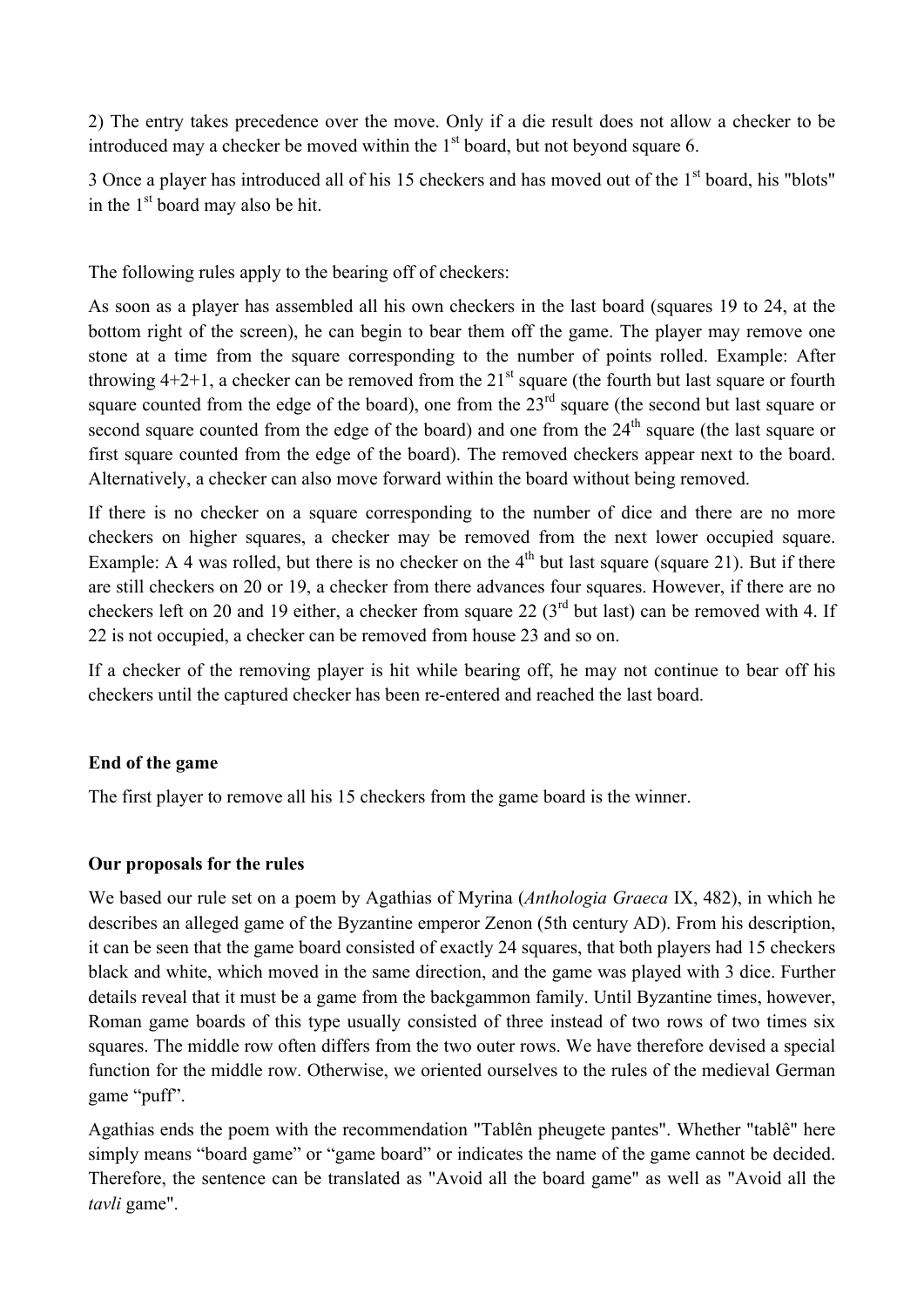2) The entry takes precedence over the move. Only if a die result does not allow a checker to be introduced may a checker be moved within the 1st board, but not beyond square 6.

3 Once a player has introduced all of his 15 checkers and has moved out of the 1st board, his "blots" in the 1st board may also be hit.

The following rules apply to the bearing off of checkers:

As soon as a player has assembled all his own checkers in the last board (squares 19 to 24, at the bottom right of the screen), he can begin to bear them off the game. The player may remove one stone at a time from the square corresponding to the number of points rolled. Example: After throwing 4+2+1, a checker can be removed from the 21st square (the fourth but last square or fourth square counted from the edge of the board), one from the 23rd square (the second but last square or second square counted from the edge of the board) and one from the 24th square (the last square or first square counted from the edge of the board). The removed checkers appear next to the board. Alternatively, a checker can also move forward within the board without being removed.

If there is no checker on a square corresponding to the number of dice and there are no more checkers on higher squares, a checker may be removed from the next lower occupied square. Example: A 4 was rolled, but there is no checker on the 4th but last square (square 21). But if there are still checkers on 20 or 19, a checker from there advances four squares. However, if there are no checkers left on 20 and 19 either, a checker from square 22 (3rd but last) can be removed with 4. If 22 is not occupied, a checker can be removed from house 23 and so on.

If a checker of the removing player is hit while bearing off, he may not continue to bear off his checkers until the captured checker has been re-entered and reached the last board.

**End of the game**

The first player to remove all his 15 checkers from the game board is the winner.

**Our proposals for the rules**

We based our rule set on a poem by Agathias of Myrina (*Anthologia Graeca* IX, 482), in which he describes an alleged game of the Byzantine emperor Zenon (5th century AD). From his description, it can be seen that the game board consisted of exactly 24 squares, that both players had 15 checkers black and white, which moved in the same direction, and the game was played with 3 dice. Further details reveal that it must be a game from the backgammon family. Until Byzantine times, however, Roman game boards of this type usually consisted of three instead of two rows of two times six squares. The middle row often differs from the two outer rows. We have therefore devised a special function for the middle row. Otherwise, we oriented ourselves to the rules of the medieval German game "puff".

Agathias ends the poem with the recommendation "Tablên pheugete pantes". Whether "tablê" here simply means "board game" or "game board" or indicates the name of the game cannot be decided. Therefore, the sentence can be translated as "Avoid all the board game" as well as "Avoid all the *tavli* game".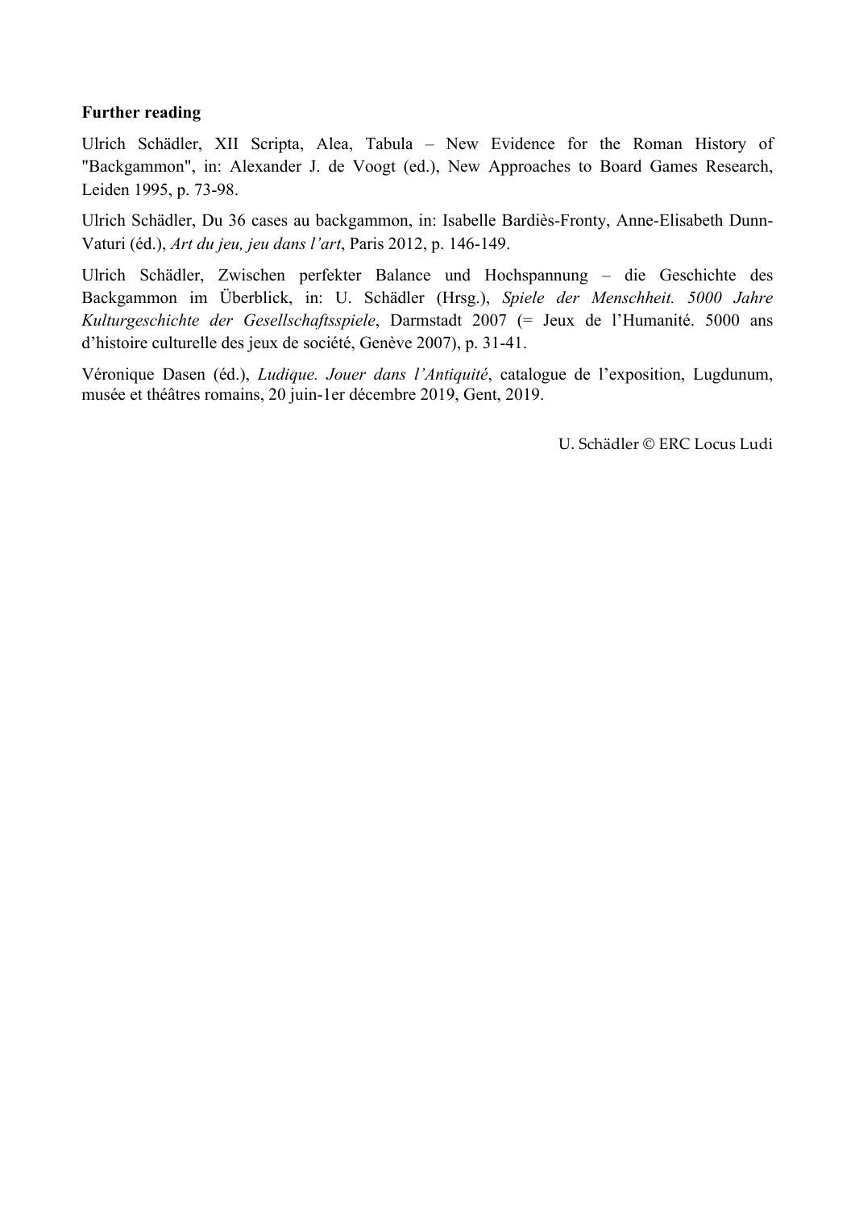**Further reading**

Ulrich Schädler, XII Scripta, Alea, Tabula – New Evidence for the Roman History of "Backgammon", in: Alexander J. de Voogt (ed.), New Approaches to Board Games Research, Leiden 1995, p. 73-98.

Ulrich Schädler, Du 36 cases au backgammon, in: Isabelle Bardiès-Fronty, Anne-Elisabeth Dunn-Vaturi (éd.), *Art du jeu, jeu dans l'art*, Paris 2012, p. 146-149.

Ulrich Schädler, Zwischen perfekter Balance und Hochspannung – die Geschichte des Backgammon im Überblick, in: U. Schädler (Hrsg.), *Spiele der Menschheit. 5000 Jahre Kulturgeschichte der Gesellschaftsspiele*, Darmstadt 2007 (= Jeux de l'Humanité. 5000 ans d'histoire culturelle des jeux de société, Genève 2007), p. 31-41.

Véronique Dasen (éd.), *Ludique. Jouer dans l'Antiquité*, catalogue de l'exposition, Lugdunum, musée et théâtres romains, 20 juin-1er décembre 2019, Gent, 2019.

U. Schädler © ERC Locus Ludi